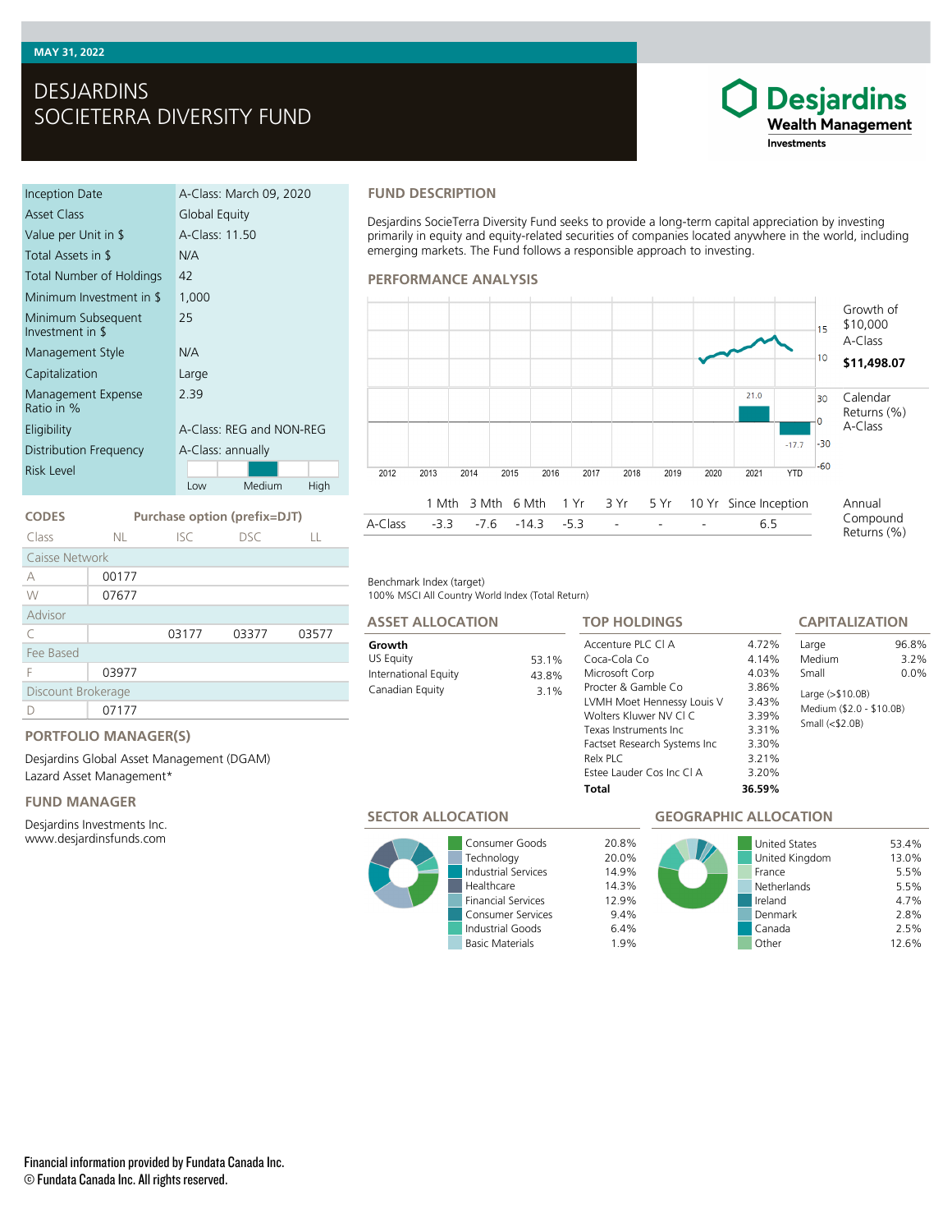MAY 31, 2022

# DESJARDINS SOCIETERRA DIVERSITY FUND

| | |
|---|---|
| Inception Date | A-Class: March 09, 2020 |
| Asset Class | Global Equity |
| Value per Unit in $ | A-Class: 11.50 |
| Total Assets in $ | N/A |
| Total Number of Holdings | 42 |
| Minimum Investment in $ | 1,000 |
| Minimum Subsequent Investment in $ | 25 |
| Management Style | N/A |
| Capitalization | Large |
| Management Expense Ratio in % | 2.39 |
| Eligibility | A-Class: REG and NON-REG |
| Distribution Frequency | A-Class: annually |
| Risk Level | Medium (Low – Medium – High) |

## CODES

| Class | NL | ISC | DSC | LL |
|---|---|---|---|---|
| **Caisse Network** | | | | |
| A | 00177 | | | |
| W | 07677 | | | |
| **Advisor** | | | | |
| C | | 03177 | 03377 | 03577 |
| **Fee Based** | | | | |
| F | 03977 | | | |
| **Discount Brokerage** | | | | |
| D | 07177 | | | |

Purchase option (prefix=DJT)

## PORTFOLIO MANAGER(S)

Desjardins Global Asset Management (DGAM)
Lazard Asset Management*

## FUND MANAGER

Desjardins Investments Inc.
www.desjardinsfunds.com

## FUND DESCRIPTION

Desjardins SocieTerra Diversity Fund seeks to provide a long-term capital appreciation by investing primarily in equity and equity-related securities of companies located anywhere in the world, including emerging markets. The Fund follows a responsible approach to investing.

## PERFORMANCE ANALYSIS

Growth of $10,000 A-Class: **$11,498.07**

Calendar Returns (%) A-Class

| 2012 | 2013 | 2014 | 2015 | 2016 | 2017 | 2018 | 2019 | 2020 | 2021 | YTD |
|---|---|---|---|---|---|---|---|---|---|---|
| | | | | | | | | | 21.0 | -17.7 |

Annual Compound Returns (%)

| | 1 Mth | 3 Mth | 6 Mth | 1 Yr | 3 Yr | 5 Yr | 10 Yr | Since Inception |
|---|---|---|---|---|---|---|---|---|
| A-Class | -3.3 | -7.6 | -14.3 | -5.3 | - | - | - | 6.5 |

Benchmark Index (target)
100% MSCI All Country World Index (Total Return)

## ASSET ALLOCATION

| Growth | |
|---|---|
| US Equity | 53.1% |
| International Equity | 43.8% |
| Canadian Equity | 3.1% |

## TOP HOLDINGS

| | |
|---|---|
| Accenture PLC Cl A | 4.72% |
| Coca-Cola Co | 4.14% |
| Microsoft Corp | 4.03% |
| Procter & Gamble Co | 3.86% |
| LVMH Moet Hennessy Louis V | 3.43% |
| Wolters Kluwer NV Cl C | 3.39% |
| Texas Instruments Inc | 3.31% |
| Factset Research Systems Inc | 3.30% |
| Relx PLC | 3.21% |
| Estee Lauder Cos Inc Cl A | 3.20% |
| **Total** | **36.59%** |

## CAPITALIZATION

| | |
|---|---|
| Large | 96.8% |
| Medium | 3.2% |
| Small | 0.0% |

Large (>$10.0B)
Medium ($2.0 - $10.0B)
Small (<$2.0B)

## SECTOR ALLOCATION

| | |
|---|---|
| Consumer Goods | 20.8% |
| Technology | 20.0% |
| Industrial Services | 14.9% |
| Healthcare | 14.3% |
| Financial Services | 12.9% |
| Consumer Services | 9.4% |
| Industrial Goods | 6.4% |
| Basic Materials | 1.9% |

## GEOGRAPHIC ALLOCATION

| | |
|---|---|
| United States | 53.4% |
| United Kingdom | 13.0% |
| France | 5.5% |
| Netherlands | 5.5% |
| Ireland | 4.7% |
| Denmark | 2.8% |
| Canada | 2.5% |
| Other | 12.6% |

Financial information provided by Fundata Canada Inc.
© Fundata Canada Inc. All rights reserved.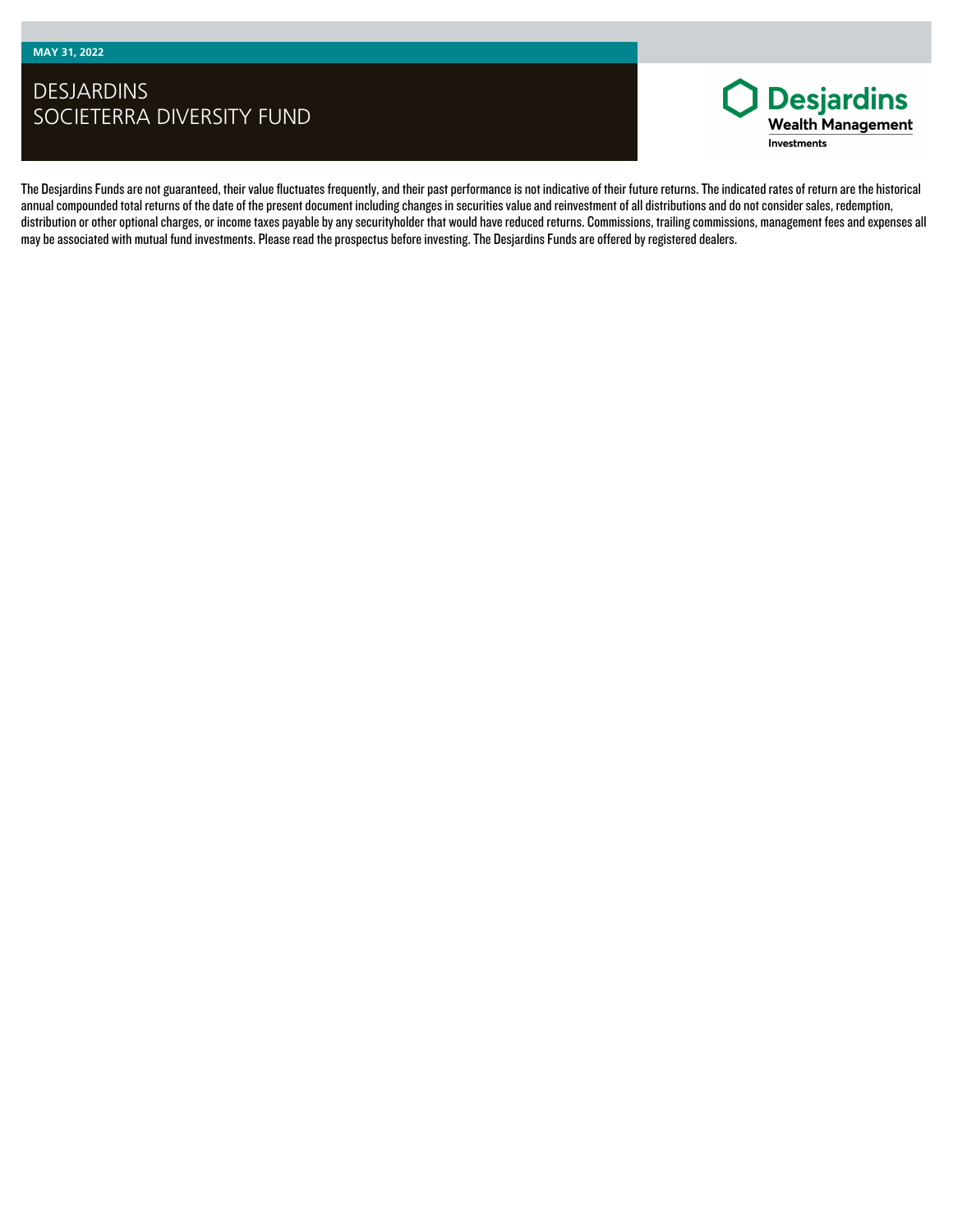MAY 31, 2022

# DESJARDINS SOCIETERRA DIVERSITY FUND

Desjardins Wealth Management Investments

The Desjardins Funds are not guaranteed, their value fluctuates frequently, and their past performance is not indicative of their future returns. The indicated rates of return are the historical annual compounded total returns of the date of the present document including changes in securities value and reinvestment of all distributions and do not consider sales, redemption, distribution or other optional charges, or income taxes payable by any securityholder that would have reduced returns. Commissions, trailing commissions, management fees and expenses all may be associated with mutual fund investments. Please read the prospectus before investing. The Desjardins Funds are offered by registered dealers.